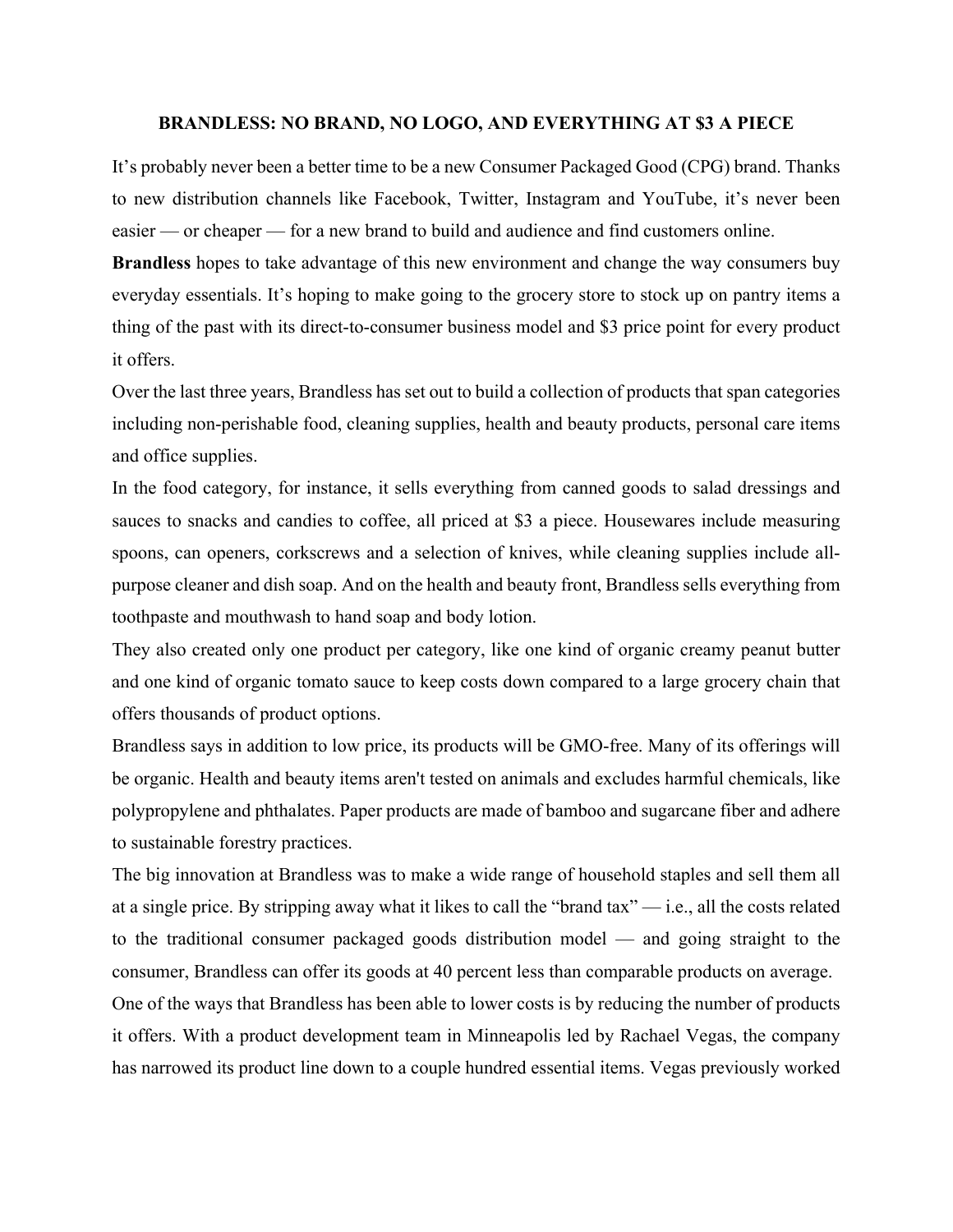# BRANDLESS: NO BRAND, NO LOGO, AND EVERYTHING AT $3 A PIECE

It's probably never been a better time to be a new Consumer Packaged Good (CPG) brand. Thanks to new distribution channels like Facebook, Twitter, Instagram and YouTube, it's never been easier — or cheaper — for a new brand to build and audience and find customers online.

**Brandless** hopes to take advantage of this new environment and change the way consumers buy everyday essentials. It's hoping to make going to the grocery store to stock up on pantry items a thing of the past with its direct-to-consumer business model and $3 price point for every product it offers.

Over the last three years, Brandless has set out to build a collection of products that span categories including non-perishable food, cleaning supplies, health and beauty products, personal care items and office supplies.

In the food category, for instance, it sells everything from canned goods to salad dressings and sauces to snacks and candies to coffee, all priced at $3 a piece. Housewares include measuring spoons, can openers, corkscrews and a selection of knives, while cleaning supplies include all-purpose cleaner and dish soap. And on the health and beauty front, Brandless sells everything from toothpaste and mouthwash to hand soap and body lotion.

They also created only one product per category, like one kind of organic creamy peanut butter and one kind of organic tomato sauce to keep costs down compared to a large grocery chain that offers thousands of product options.

Brandless says in addition to low price, its products will be GMO-free. Many of its offerings will be organic. Health and beauty items aren't tested on animals and excludes harmful chemicals, like polypropylene and phthalates. Paper products are made of bamboo and sugarcane fiber and adhere to sustainable forestry practices.

The big innovation at Brandless was to make a wide range of household staples and sell them all at a single price. By stripping away what it likes to call the "brand tax" — i.e., all the costs related to the traditional consumer packaged goods distribution model — and going straight to the consumer, Brandless can offer its goods at 40 percent less than comparable products on average.

One of the ways that Brandless has been able to lower costs is by reducing the number of products it offers. With a product development team in Minneapolis led by Rachael Vegas, the company has narrowed its product line down to a couple hundred essential items. Vegas previously worked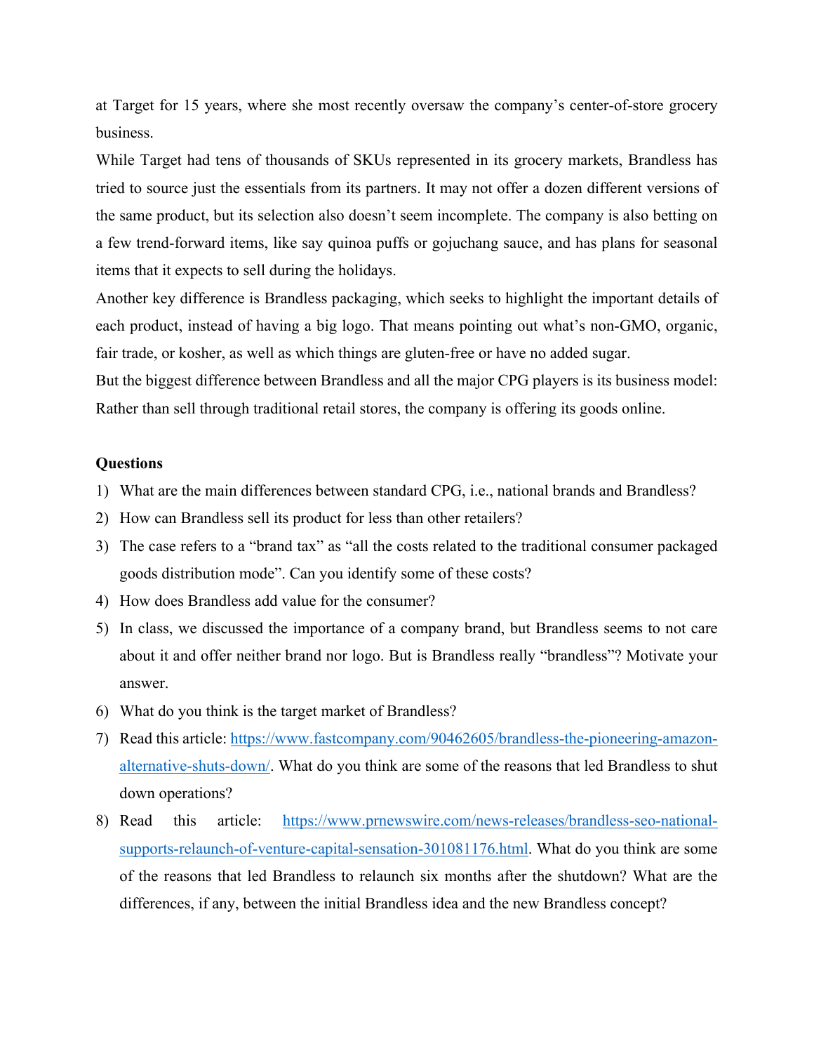at Target for 15 years, where she most recently oversaw the company's center-of-store grocery business.

While Target had tens of thousands of SKUs represented in its grocery markets, Brandless has tried to source just the essentials from its partners. It may not offer a dozen different versions of the same product, but its selection also doesn't seem incomplete. The company is also betting on a few trend-forward items, like say quinoa puffs or gojuchang sauce, and has plans for seasonal items that it expects to sell during the holidays.

Another key difference is Brandless packaging, which seeks to highlight the important details of each product, instead of having a big logo. That means pointing out what's non-GMO, organic, fair trade, or kosher, as well as which things are gluten-free or have no added sugar.

But the biggest difference between Brandless and all the major CPG players is its business model: Rather than sell through traditional retail stores, the company is offering its goods online.

**Questions**

1) What are the main differences between standard CPG, i.e., national brands and Brandless?
2) How can Brandless sell its product for less than other retailers?
3) The case refers to a "brand tax" as "all the costs related to the traditional consumer packaged goods distribution mode". Can you identify some of these costs?
4) How does Brandless add value for the consumer?
5) In class, we discussed the importance of a company brand, but Brandless seems to not care about it and offer neither brand nor logo. But is Brandless really "brandless"? Motivate your answer.
6) What do you think is the target market of Brandless?
7) Read this article: [https://www.fastcompany.com/90462605/brandless-the-pioneering-amazon-alternative-shuts-down/](https://www.fastcompany.com/90462605/brandless-the-pioneering-amazon-alternative-shuts-down/). What do you think are some of the reasons that led Brandless to shut down operations?
8) Read this article: [https://www.prnewswire.com/news-releases/brandless-seo-national-supports-relaunch-of-venture-capital-sensation-301081176.html](https://www.prnewswire.com/news-releases/brandless-seo-national-supports-relaunch-of-venture-capital-sensation-301081176.html). What do you think are some of the reasons that led Brandless to relaunch six months after the shutdown? What are the differences, if any, between the initial Brandless idea and the new Brandless concept?